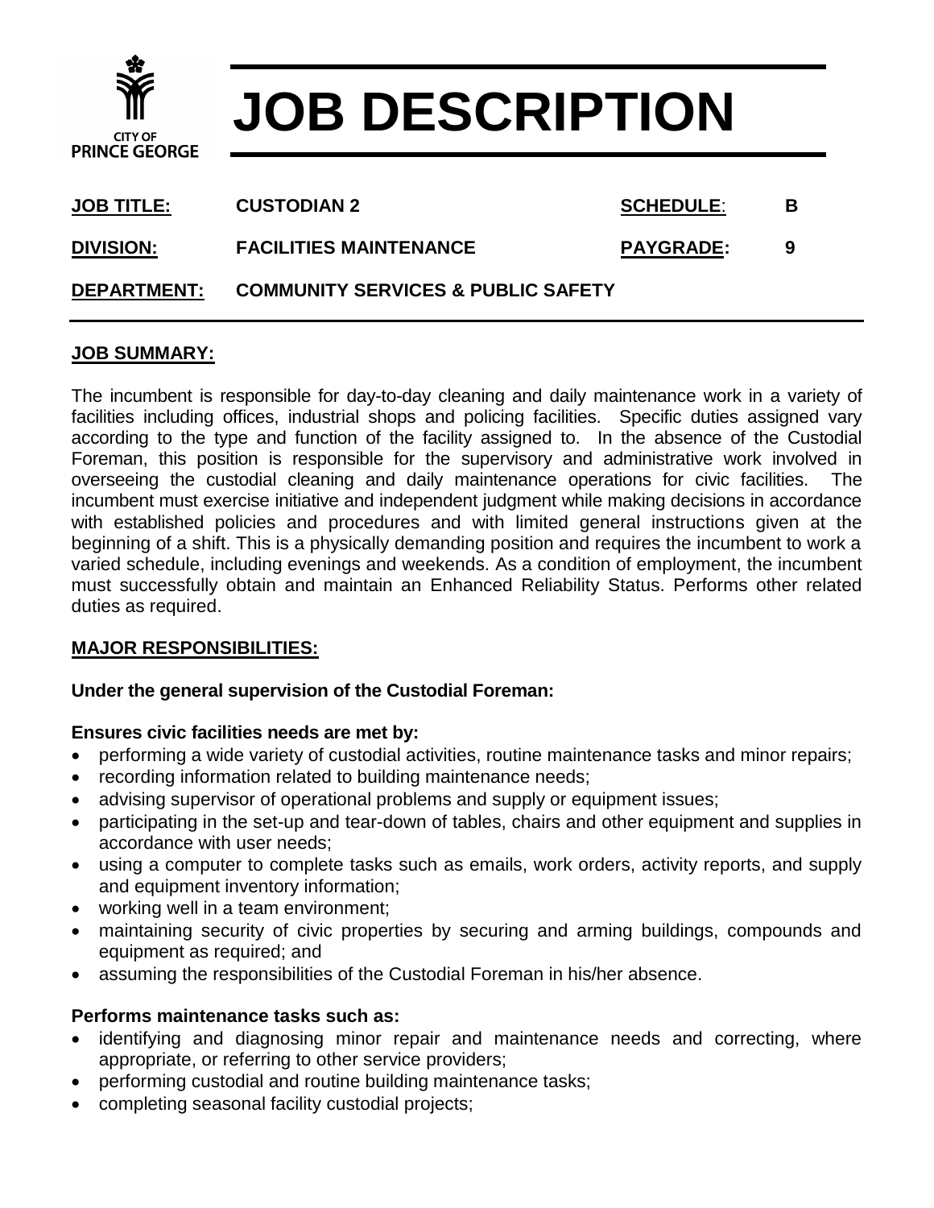CITY OF PRINCE GEORGE

# JOB DESCRIPTION

| | | | |
|---|---|---|---|
| **JOB TITLE:** | **CUSTODIAN 2** | **SCHEDULE:** | **B** |
| **DIVISION:** | **FACILITIES MAINTENANCE** | **PAYGRADE:** | **9** |
| **DEPARTMENT:** | **COMMUNITY SERVICES & PUBLIC SAFETY** | | |

## JOB SUMMARY:

The incumbent is responsible for day-to-day cleaning and daily maintenance work in a variety of facilities including offices, industrial shops and policing facilities. Specific duties assigned vary according to the type and function of the facility assigned to. In the absence of the Custodial Foreman, this position is responsible for the supervisory and administrative work involved in overseeing the custodial cleaning and daily maintenance operations for civic facilities. The incumbent must exercise initiative and independent judgment while making decisions in accordance with established policies and procedures and with limited general instructions given at the beginning of a shift. This is a physically demanding position and requires the incumbent to work a varied schedule, including evenings and weekends. As a condition of employment, the incumbent must successfully obtain and maintain an Enhanced Reliability Status. Performs other related duties as required.

## MAJOR RESPONSIBILITIES:

**Under the general supervision of the Custodial Foreman:**

**Ensures civic facilities needs are met by:**

- performing a wide variety of custodial activities, routine maintenance tasks and minor repairs;
- recording information related to building maintenance needs;
- advising supervisor of operational problems and supply or equipment issues;
- participating in the set-up and tear-down of tables, chairs and other equipment and supplies in accordance with user needs;
- using a computer to complete tasks such as emails, work orders, activity reports, and supply and equipment inventory information;
- working well in a team environment;
- maintaining security of civic properties by securing and arming buildings, compounds and equipment as required; and
- assuming the responsibilities of the Custodial Foreman in his/her absence.

**Performs maintenance tasks such as:**

- identifying and diagnosing minor repair and maintenance needs and correcting, where appropriate, or referring to other service providers;
- performing custodial and routine building maintenance tasks;
- completing seasonal facility custodial projects;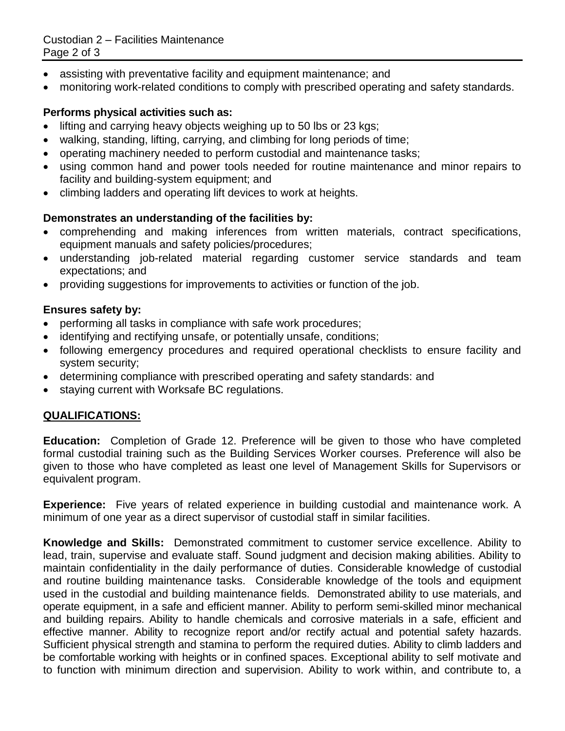- assisting with preventative facility and equipment maintenance; and
- monitoring work-related conditions to comply with prescribed operating and safety standards.

**Performs physical activities such as:**

- lifting and carrying heavy objects weighing up to 50 lbs or 23 kgs;
- walking, standing, lifting, carrying, and climbing for long periods of time;
- operating machinery needed to perform custodial and maintenance tasks;
- using common hand and power tools needed for routine maintenance and minor repairs to facility and building-system equipment; and
- climbing ladders and operating lift devices to work at heights.

**Demonstrates an understanding of the facilities by:**

- comprehending and making inferences from written materials, contract specifications, equipment manuals and safety policies/procedures;
- understanding job-related material regarding customer service standards and team expectations; and
- providing suggestions for improvements to activities or function of the job.

**Ensures safety by:**

- performing all tasks in compliance with safe work procedures;
- identifying and rectifying unsafe, or potentially unsafe, conditions;
- following emergency procedures and required operational checklists to ensure facility and system security;
- determining compliance with prescribed operating and safety standards: and
- staying current with Worksafe BC regulations.

## QUALIFICATIONS:

**Education:** Completion of Grade 12. Preference will be given to those who have completed formal custodial training such as the Building Services Worker courses. Preference will also be given to those who have completed as least one level of Management Skills for Supervisors or equivalent program.

**Experience:** Five years of related experience in building custodial and maintenance work. A minimum of one year as a direct supervisor of custodial staff in similar facilities.

**Knowledge and Skills:** Demonstrated commitment to customer service excellence. Ability to lead, train, supervise and evaluate staff. Sound judgment and decision making abilities. Ability to maintain confidentiality in the daily performance of duties. Considerable knowledge of custodial and routine building maintenance tasks. Considerable knowledge of the tools and equipment used in the custodial and building maintenance fields. Demonstrated ability to use materials, and operate equipment, in a safe and efficient manner. Ability to perform semi-skilled minor mechanical and building repairs. Ability to handle chemicals and corrosive materials in a safe, efficient and effective manner. Ability to recognize report and/or rectify actual and potential safety hazards. Sufficient physical strength and stamina to perform the required duties. Ability to climb ladders and be comfortable working with heights or in confined spaces. Exceptional ability to self motivate and to function with minimum direction and supervision. Ability to work within, and contribute to, a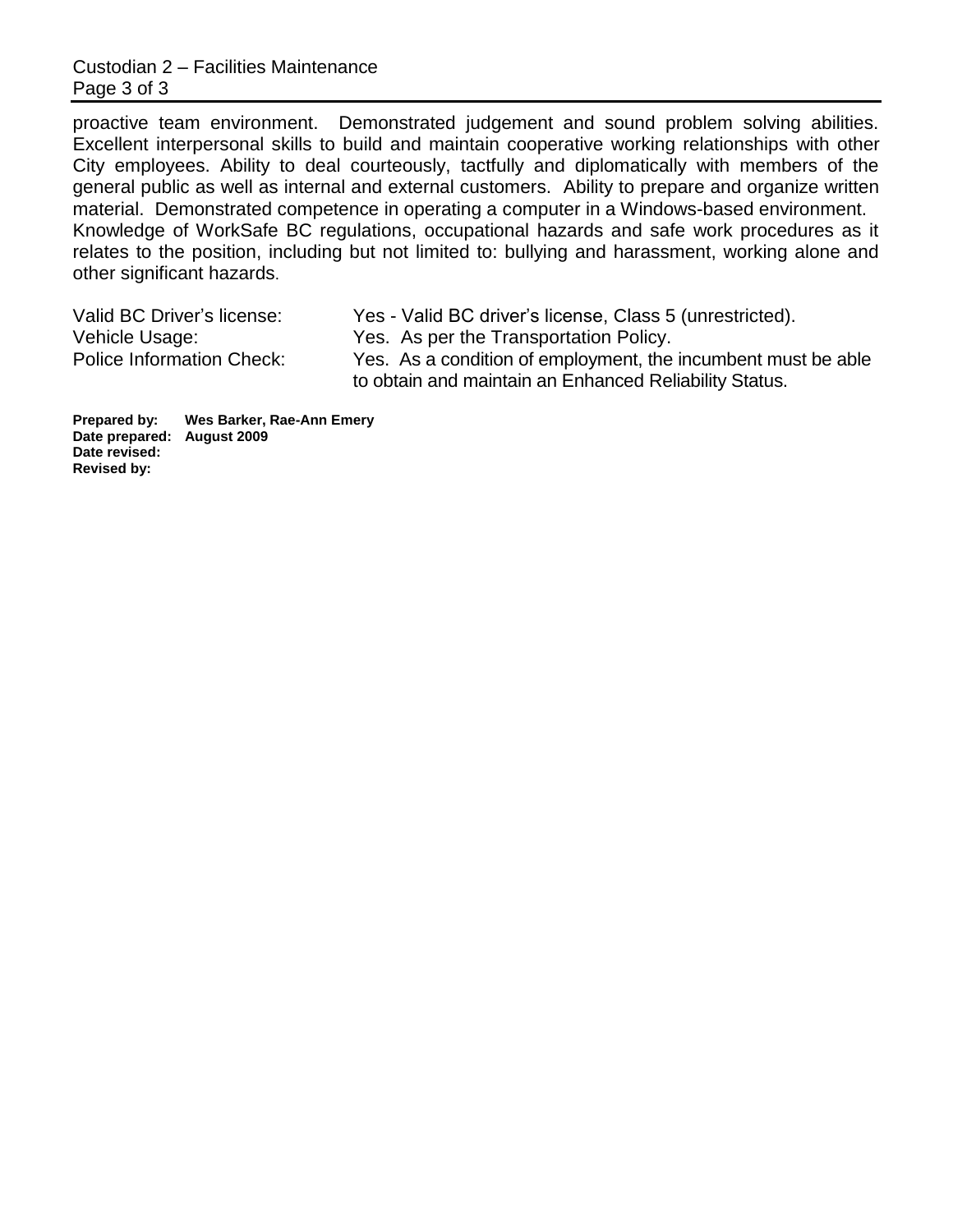proactive team environment. Demonstrated judgement and sound problem solving abilities. Excellent interpersonal skills to build and maintain cooperative working relationships with other City employees. Ability to deal courteously, tactfully and diplomatically with members of the general public as well as internal and external customers. Ability to prepare and organize written material. Demonstrated competence in operating a computer in a Windows-based environment. Knowledge of WorkSafe BC regulations, occupational hazards and safe work procedures as it relates to the position, including but not limited to: bullying and harassment, working alone and other significant hazards.

| | |
|---|---|
| Valid BC Driver's license: | Yes - Valid BC driver's license, Class 5 (unrestricted). |
| Vehicle Usage: | Yes. As per the Transportation Policy. |
| Police Information Check: | Yes. As a condition of employment, the incumbent must be able to obtain and maintain an Enhanced Reliability Status. |

**Prepared by:** **Wes Barker, Rae-Ann Emery**
**Date prepared:** **August 2009**
**Date revised:**
**Revised by:**